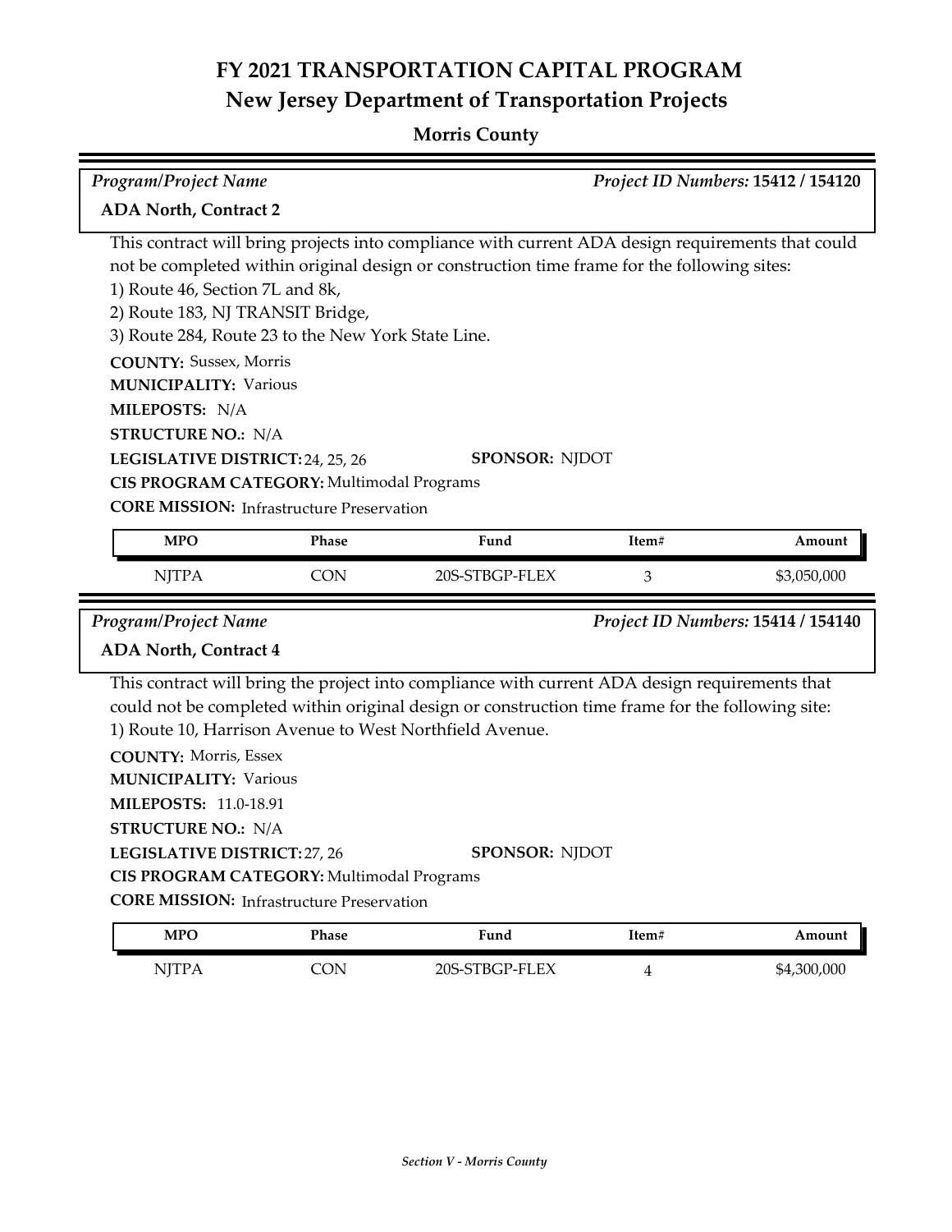# FY 2021 TRANSPORTATION CAPITAL PROGRAM
## New Jersey Department of Transportation Projects

### Morris County

*Program/Project Name* — *Project ID Numbers:* **15412 / 154120**

**ADA North, Contract 2**

This contract will bring projects into compliance with current ADA design requirements that could not be completed within original design or construction time frame for the following sites:
1) Route 46, Section 7L and 8k,
2) Route 183, NJ TRANSIT Bridge,
3) Route 284, Route 23 to the New York State Line.

**COUNTY:** Sussex, Morris
**MUNICIPALITY:** Various
**MILEPOSTS:** N/A
**STRUCTURE NO.:** N/A
**LEGISLATIVE DISTRICT:** 24, 25, 26
**SPONSOR:** NJDOT
**CIS PROGRAM CATEGORY:** Multimodal Programs
**CORE MISSION:** Infrastructure Preservation

| MPO | Phase | Fund | Item# | Amount |
|---|---|---|---|---|
| NJTPA | CON | 20S-STBGP-FLEX | 3 | $3,050,000 |

*Program/Project Name* — *Project ID Numbers:* **15414 / 154140**

**ADA North, Contract 4**

This contract will bring the project into compliance with current ADA design requirements that could not be completed within original design or construction time frame for the following site:
1) Route 10, Harrison Avenue to West Northfield Avenue.

**COUNTY:** Morris, Essex
**MUNICIPALITY:** Various
**MILEPOSTS:** 11.0-18.91
**STRUCTURE NO.:** N/A
**LEGISLATIVE DISTRICT:** 27, 26
**SPONSOR:** NJDOT
**CIS PROGRAM CATEGORY:** Multimodal Programs
**CORE MISSION:** Infrastructure Preservation

| MPO | Phase | Fund | Item# | Amount |
|---|---|---|---|---|
| NJTPA | CON | 20S-STBGP-FLEX | 4 | $4,300,000 |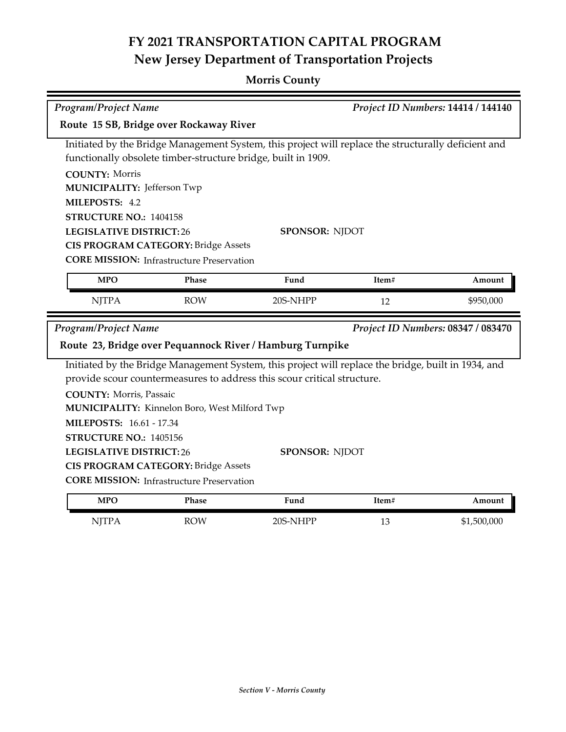# FY 2021 TRANSPORTATION CAPITAL PROGRAM
## New Jersey Department of Transportation Projects

### Morris County

*Program/Project Name* | *Project ID Numbers:* **14414 / 144140**

**Route 15 SB, Bridge over Rockaway River**

Initiated by the Bridge Management System, this project will replace the structurally deficient and functionally obsolete timber-structure bridge, built in 1909.

**COUNTY:** Morris
**MUNICIPALITY:** Jefferson Twp
**MILEPOSTS:** 4.2
**STRUCTURE NO.:** 1404158
**LEGISLATIVE DISTRICT:** 26
**SPONSOR:** NJDOT
**CIS PROGRAM CATEGORY:** Bridge Assets
**CORE MISSION:** Infrastructure Preservation

| MPO | Phase | Fund | Item# | Amount |
|---|---|---|---|---|
| NJTPA | ROW | 20S-NHPP | 12 | $950,000 |

*Program/Project Name* | *Project ID Numbers:* **08347 / 083470**

**Route 23, Bridge over Pequannock River / Hamburg Turnpike**

Initiated by the Bridge Management System, this project will replace the bridge, built in 1934, and provide scour countermeasures to address this scour critical structure.

**COUNTY:** Morris, Passaic
**MUNICIPALITY:** Kinnelon Boro, West Milford Twp
**MILEPOSTS:** 16.61 - 17.34
**STRUCTURE NO.:** 1405156
**LEGISLATIVE DISTRICT:** 26
**SPONSOR:** NJDOT
**CIS PROGRAM CATEGORY:** Bridge Assets
**CORE MISSION:** Infrastructure Preservation

| MPO | Phase | Fund | Item# | Amount |
|---|---|---|---|---|
| NJTPA | ROW | 20S-NHPP | 13 | $1,500,000 |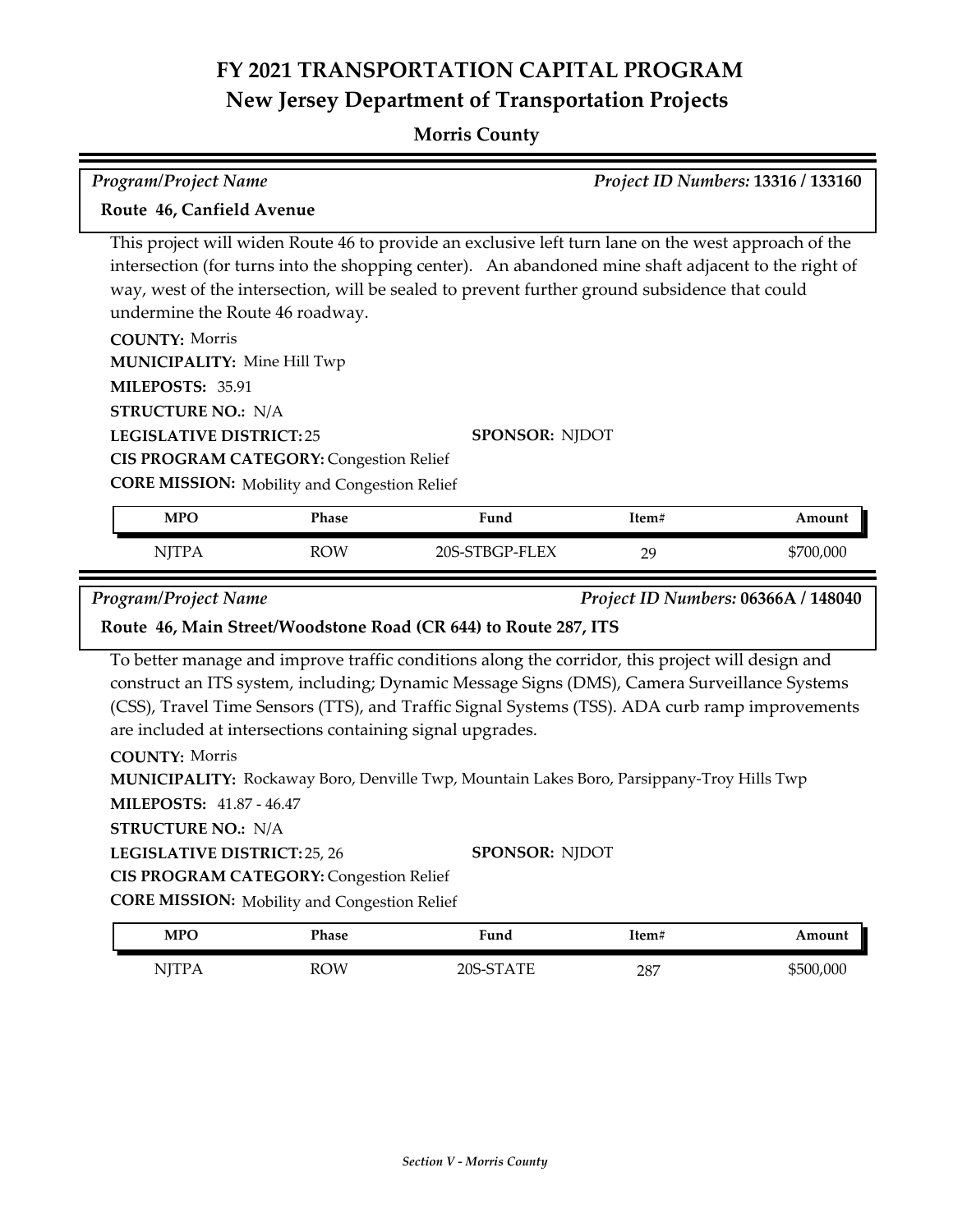# FY 2021 TRANSPORTATION CAPITAL PROGRAM
## New Jersey Department of Transportation Projects

### Morris County

*Program/Project Name* — *Project ID Numbers:* **13316 / 133160**

**Route 46, Canfield Avenue**

This project will widen Route 46 to provide an exclusive left turn lane on the west approach of the intersection (for turns into the shopping center). An abandoned mine shaft adjacent to the right of way, west of the intersection, will be sealed to prevent further ground subsidence that could undermine the Route 46 roadway.

**COUNTY:** Morris
**MUNICIPALITY:** Mine Hill Twp
**MILEPOSTS:** 35.91
**STRUCTURE NO.:** N/A
**LEGISLATIVE DISTRICT:** 25
**SPONSOR:** NJDOT
**CIS PROGRAM CATEGORY:** Congestion Relief
**CORE MISSION:** Mobility and Congestion Relief

| MPO | Phase | Fund | Item# | Amount |
|---|---|---|---|---|
| NJTPA | ROW | 20S-STBGP-FLEX | 29 | $700,000 |

*Program/Project Name* — *Project ID Numbers:* **06366A / 148040**

**Route 46, Main Street/Woodstone Road (CR 644) to Route 287, ITS**

To better manage and improve traffic conditions along the corridor, this project will design and construct an ITS system, including; Dynamic Message Signs (DMS), Camera Surveillance Systems (CSS), Travel Time Sensors (TTS), and Traffic Signal Systems (TSS). ADA curb ramp improvements are included at intersections containing signal upgrades.

**COUNTY:** Morris
**MUNICIPALITY:** Rockaway Boro, Denville Twp, Mountain Lakes Boro, Parsippany-Troy Hills Twp
**MILEPOSTS:** 41.87 - 46.47
**STRUCTURE NO.:** N/A
**LEGISLATIVE DISTRICT:** 25, 26
**SPONSOR:** NJDOT
**CIS PROGRAM CATEGORY:** Congestion Relief
**CORE MISSION:** Mobility and Congestion Relief

| MPO | Phase | Fund | Item# | Amount |
|---|---|---|---|---|
| NJTPA | ROW | 20S-STATE | 287 | $500,000 |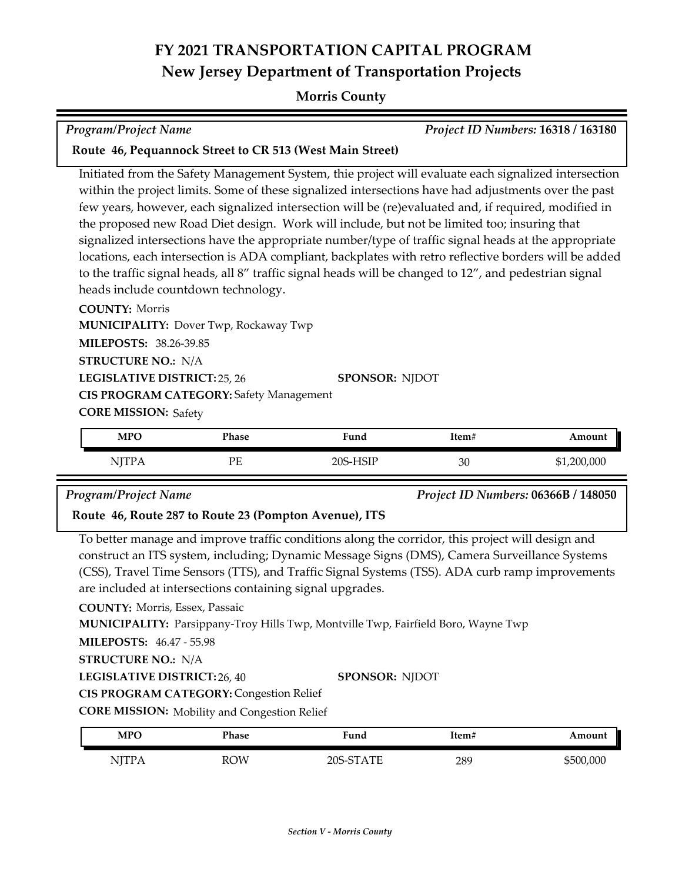# FY 2021 TRANSPORTATION CAPITAL PROGRAM
## New Jersey Department of Transportation Projects

### Morris County

*Program/Project Name* *Project ID Numbers:* **16318 / 163180**

**Route 46, Pequannock Street to CR 513 (West Main Street)**

Initiated from the Safety Management System, thie project will evaluate each signalized intersection within the project limits. Some of these signalized intersections have had adjustments over the past few years, however, each signalized intersection will be (re)evaluated and, if required, modified in the proposed new Road Diet design. Work will include, but not be limited too; insuring that signalized intersections have the appropriate number/type of traffic signal heads at the appropriate locations, each intersection is ADA compliant, backplates with retro reflective borders will be added to the traffic signal heads, all 8" traffic signal heads will be changed to 12", and pedestrian signal heads include countdown technology.

**COUNTY:** Morris
**MUNICIPALITY:** Dover Twp, Rockaway Twp
**MILEPOSTS:** 38.26-39.85
**STRUCTURE NO.:** N/A
**LEGISLATIVE DISTRICT:** 25, 26
**SPONSOR:** NJDOT
**CIS PROGRAM CATEGORY:** Safety Management
**CORE MISSION:** Safety

| MPO | Phase | Fund | Item# | Amount |
|---|---|---|---|---|
| NJTPA | PE | 20S-HSIP | 30 | $1,200,000 |

*Program/Project Name* *Project ID Numbers:* **06366B / 148050**

**Route 46, Route 287 to Route 23 (Pompton Avenue), ITS**

To better manage and improve traffic conditions along the corridor, this project will design and construct an ITS system, including; Dynamic Message Signs (DMS), Camera Surveillance Systems (CSS), Travel Time Sensors (TTS), and Traffic Signal Systems (TSS). ADA curb ramp improvements are included at intersections containing signal upgrades.

**COUNTY:** Morris, Essex, Passaic
**MUNICIPALITY:** Parsippany-Troy Hills Twp, Montville Twp, Fairfield Boro, Wayne Twp
**MILEPOSTS:** 46.47 - 55.98
**STRUCTURE NO.:** N/A
**LEGISLATIVE DISTRICT:** 26, 40
**SPONSOR:** NJDOT
**CIS PROGRAM CATEGORY:** Congestion Relief
**CORE MISSION:** Mobility and Congestion Relief

| MPO | Phase | Fund | Item# | Amount |
|---|---|---|---|---|
| NJTPA | ROW | 20S-STATE | 289 | $500,000 |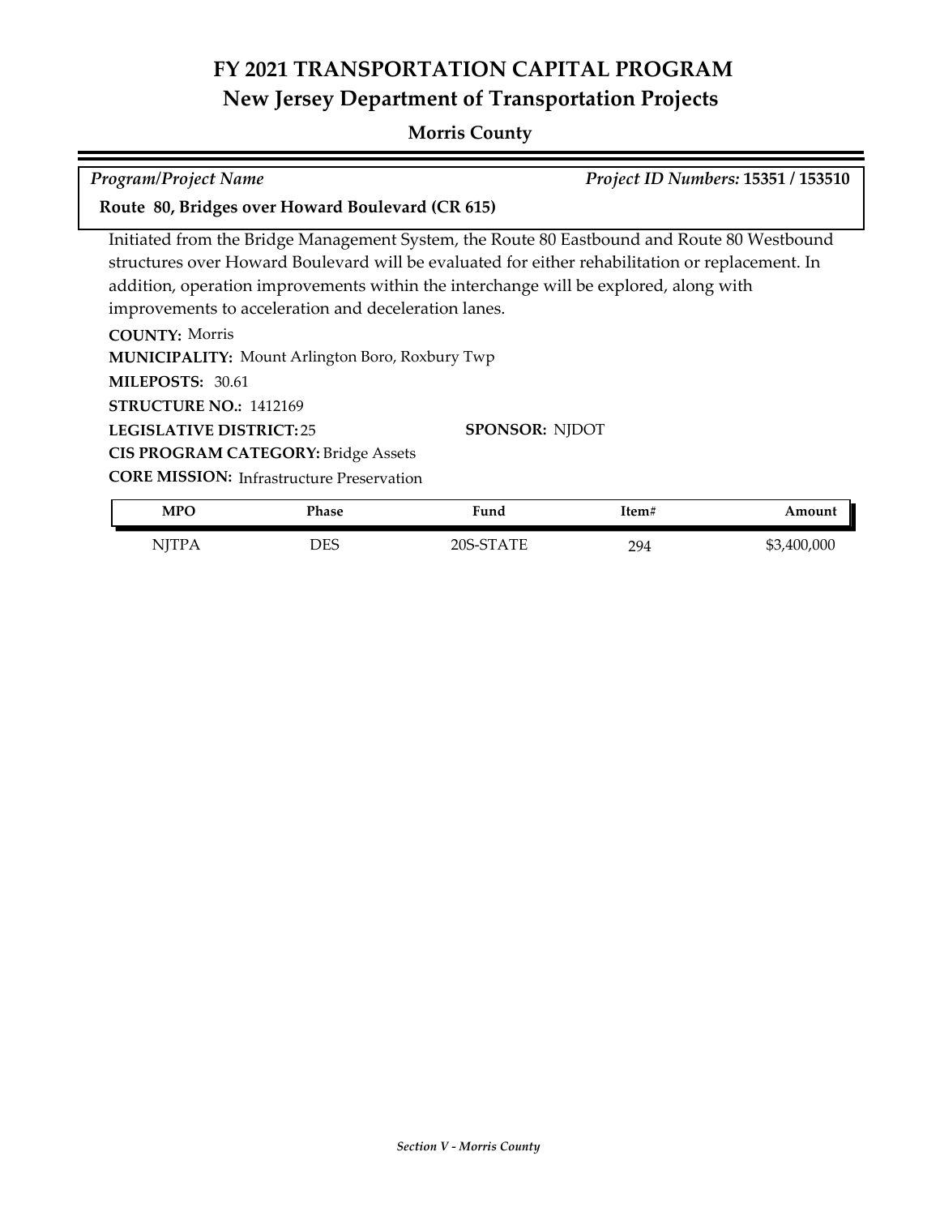# FY 2021 TRANSPORTATION CAPITAL PROGRAM
## New Jersey Department of Transportation Projects

### Morris County

*Program/Project Name* | *Project ID Numbers:* **15351 / 153510**

**Route 80, Bridges over Howard Boulevard (CR 615)**

Initiated from the Bridge Management System, the Route 80 Eastbound and Route 80 Westbound structures over Howard Boulevard will be evaluated for either rehabilitation or replacement. In addition, operation improvements within the interchange will be explored, along with improvements to acceleration and deceleration lanes.

**COUNTY:** Morris
**MUNICIPALITY:** Mount Arlington Boro, Roxbury Twp
**MILEPOSTS:** 30.61
**STRUCTURE NO.:** 1412169
**LEGISLATIVE DISTRICT:** 25
**SPONSOR:** NJDOT
**CIS PROGRAM CATEGORY:** Bridge Assets
**CORE MISSION:** Infrastructure Preservation

| MPO | Phase | Fund | Item# | Amount |
|---|---|---|---|---|
| NJTPA | DES | 20S-STATE | 294 | $3,400,000 |